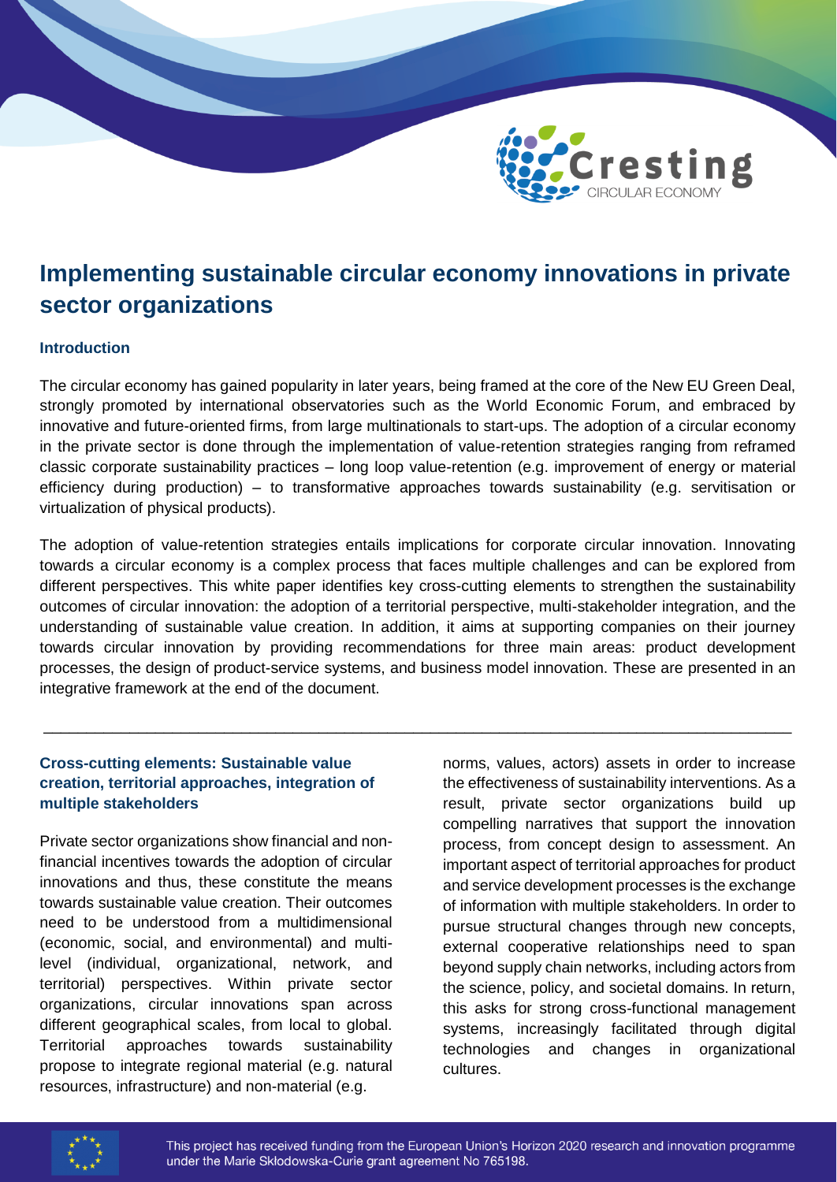# Implementing sustainable circular economy innovations in private sector organizations

### Introduction

The circular economy has gained popularity in later years, being framed at the core of the New EU Green Deal, strongly promoted by international observatories such as the World Economic Forum, and embraced by innovative and future-oriented firms, from large multinationals to start-ups. The adoption of a circular economy in the private sector is done through the implementation of value-retention strategies ranging from reframed classic corporate sustainability practices – long loop value-retention (e.g. improvement of energy or material efficiency during production) – to transformative approaches towards sustainability (e.g. servitisation or virtualization of physical products).

The adoption of value-retention strategies entails implications for corporate circular innovation. Innovating towards a circular economy is a complex process that faces multiple challenges and can be explored from different perspectives. This white paper identifies key cross-cutting elements to strengthen the sustainability outcomes of circular innovation: the adoption of a territorial perspective, multi-stakeholder integration, and the understanding of sustainable value creation. In addition, it aims at supporting companies on their journey towards circular innovation by providing recommendations for three main areas: product development processes, the design of product-service systems, and business model innovation. These are presented in an integrative framework at the end of the document.

---

### Cross-cutting elements: Sustainable value creation, territorial approaches, integration of multiple stakeholders

Private sector organizations show financial and non-financial incentives towards the adoption of circular innovations and thus, these constitute the means towards sustainable value creation. Their outcomes need to be understood from a multidimensional (economic, social, and environmental) and multi-level (individual, organizational, network, and territorial) perspectives. Within private sector organizations, circular innovations span across different geographical scales, from local to global. Territorial approaches towards sustainability propose to integrate regional material (e.g. natural resources, infrastructure) and non-material (e.g. norms, values, actors) assets in order to increase the effectiveness of sustainability interventions. As a result, private sector organizations build up compelling narratives that support the innovation process, from concept design to assessment. An important aspect of territorial approaches for product and service development processes is the exchange of information with multiple stakeholders. In order to pursue structural changes through new concepts, external cooperative relationships need to span beyond supply chain networks, including actors from the science, policy, and societal domains. In return, this asks for strong cross-functional management systems, increasingly facilitated through digital technologies and changes in organizational cultures.

This project has received funding from the European Union's Horizon 2020 research and innovation programme under the Marie Skłodowska-Curie grant agreement No 765198.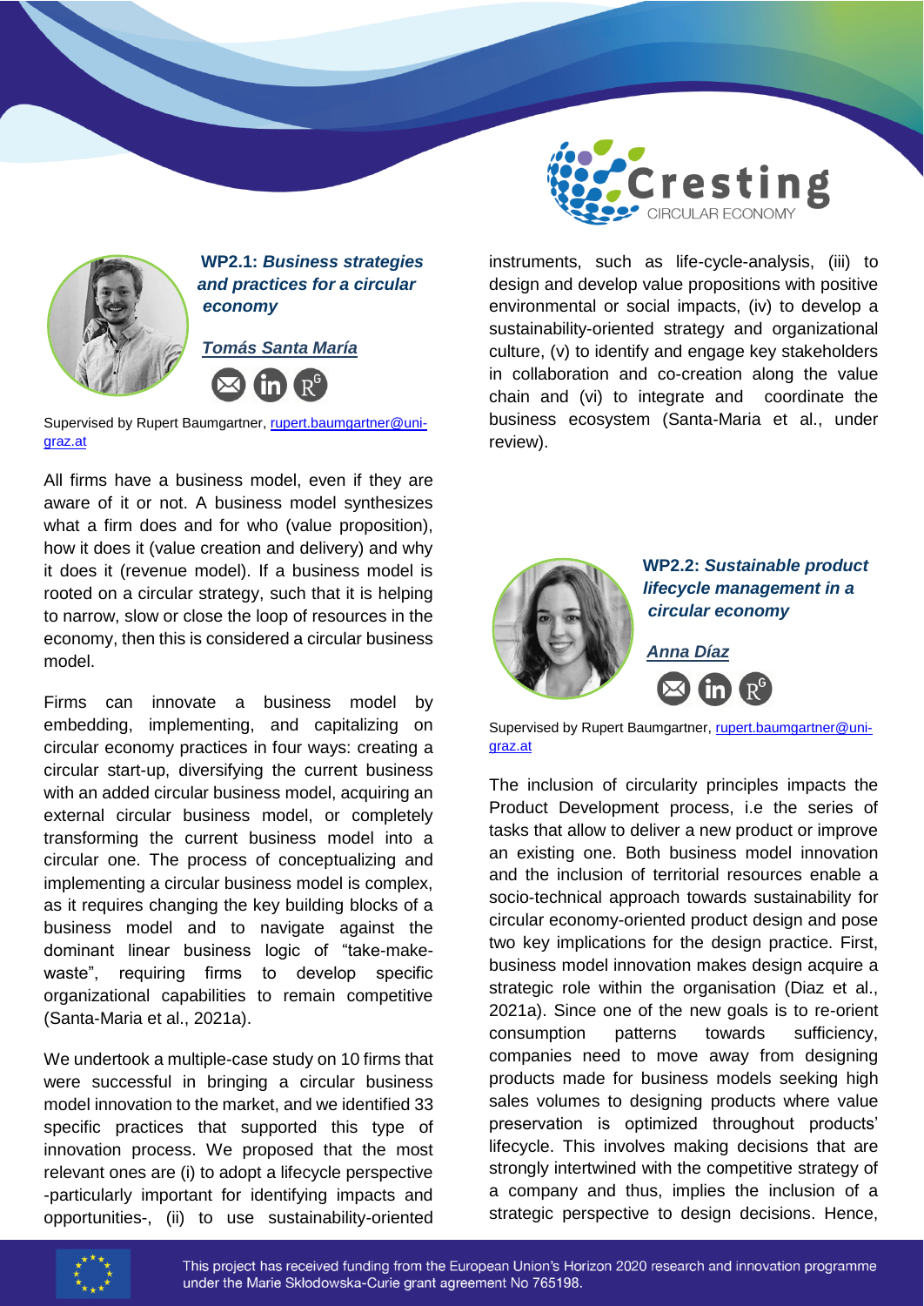## WP2.1: *Business strategies and practices for a circular economy*

***Tomás Santa María***

Supervised by Rupert Baumgartner, rupert.baumgartner@uni-graz.at

All firms have a business model, even if they are aware of it or not. A business model synthesizes what a firm does and for who (value proposition), how it does it (value creation and delivery) and why it does it (revenue model). If a business model is rooted on a circular strategy, such that it is helping to narrow, slow or close the loop of resources in the economy, then this is considered a circular business model.

Firms can innovate a business model by embedding, implementing, and capitalizing on circular economy practices in four ways: creating a circular start-up, diversifying the current business with an added circular business model, acquiring an external circular business model, or completely transforming the current business model into a circular one. The process of conceptualizing and implementing a circular business model is complex, as it requires changing the key building blocks of a business model and to navigate against the dominant linear business logic of "take-make-waste", requiring firms to develop specific organizational capabilities to remain competitive (Santa-Maria et al., 2021a).

We undertook a multiple-case study on 10 firms that were successful in bringing a circular business model innovation to the market, and we identified 33 specific practices that supported this type of innovation process. We proposed that the most relevant ones are (i) to adopt a lifecycle perspective -particularly important for identifying impacts and opportunities-, (ii) to use sustainability-oriented instruments, such as life-cycle-analysis, (iii) to design and develop value propositions with positive environmental or social impacts, (iv) to develop a sustainability-oriented strategy and organizational culture, (v) to identify and engage key stakeholders in collaboration and co-creation along the value chain and (vi) to integrate and coordinate the business ecosystem (Santa-Maria et al., under review).

## WP2.2: *Sustainable product lifecycle management in a circular economy*

***Anna Díaz***

Supervised by Rupert Baumgartner, rupert.baumgartner@uni-graz.at

The inclusion of circularity principles impacts the Product Development process, i.e the series of tasks that allow to deliver a new product or improve an existing one. Both business model innovation and the inclusion of territorial resources enable a socio-technical approach towards sustainability for circular economy-oriented product design and pose two key implications for the design practice. First, business model innovation makes design acquire a strategic role within the organisation (Diaz et al., 2021a). Since one of the new goals is to re-orient consumption patterns towards sufficiency, companies need to move away from designing products made for business models seeking high sales volumes to designing products where value preservation is optimized throughout products' lifecycle. This involves making decisions that are strongly intertwined with the competitive strategy of a company and thus, implies the inclusion of a strategic perspective to design decisions. Hence,

This project has received funding from the European Union's Horizon 2020 research and innovation programme under the Marie Skłodowska-Curie grant agreement No 765198.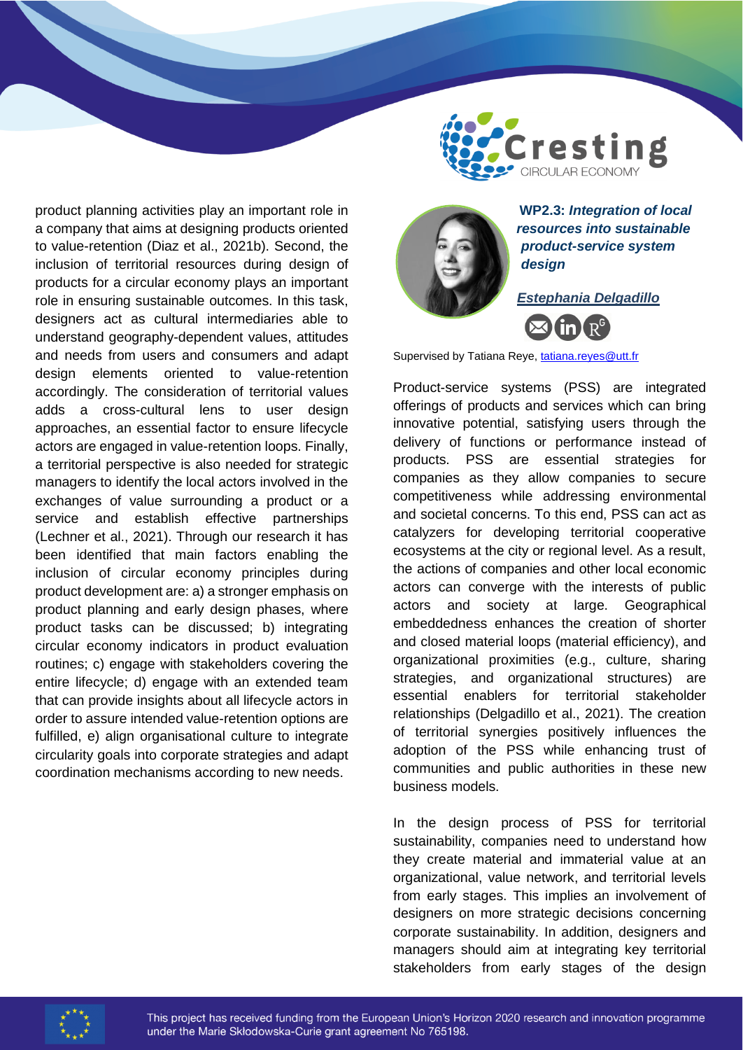product planning activities play an important role in a company that aims at designing products oriented to value-retention (Diaz et al., 2021b). Second, the inclusion of territorial resources during design of products for a circular economy plays an important role in ensuring sustainable outcomes. In this task, designers act as cultural intermediaries able to understand geography-dependent values, attitudes and needs from users and consumers and adapt design elements oriented to value-retention accordingly. The consideration of territorial values adds a cross-cultural lens to user design approaches, an essential factor to ensure lifecycle actors are engaged in value-retention loops. Finally, a territorial perspective is also needed for strategic managers to identify the local actors involved in the exchanges of value surrounding a product or a service and establish effective partnerships (Lechner et al., 2021). Through our research it has been identified that main factors enabling the inclusion of circular economy principles during product development are: a) a stronger emphasis on product planning and early design phases, where product tasks can be discussed; b) integrating circular economy indicators in product evaluation routines; c) engage with stakeholders covering the entire lifecycle; d) engage with an extended team that can provide insights about all lifecycle actors in order to assure intended value-retention options are fulfilled, e) align organisational culture to integrate circularity goals into corporate strategies and adapt coordination mechanisms according to new needs.

**WP2.3:** ***Integration of local resources into sustainable product-service system design***

***Estephania Delgadillo***

Supervised by Tatiana Reye, tatiana.reyes@utt.fr

Product-service systems (PSS) are integrated offerings of products and services which can bring innovative potential, satisfying users through the delivery of functions or performance instead of products. PSS are essential strategies for companies as they allow companies to secure competitiveness while addressing environmental and societal concerns. To this end, PSS can act as catalyzers for developing territorial cooperative ecosystems at the city or regional level. As a result, the actions of companies and other local economic actors can converge with the interests of public actors and society at large. Geographical embeddedness enhances the creation of shorter and closed material loops (material efficiency), and organizational proximities (e.g., culture, sharing strategies, and organizational structures) are essential enablers for territorial stakeholder relationships (Delgadillo et al., 2021). The creation of territorial synergies positively influences the adoption of the PSS while enhancing trust of communities and public authorities in these new business models.

In the design process of PSS for territorial sustainability, companies need to understand how they create material and immaterial value at an organizational, value network, and territorial levels from early stages. This implies an involvement of designers on more strategic decisions concerning corporate sustainability. In addition, designers and managers should aim at integrating key territorial stakeholders from early stages of the design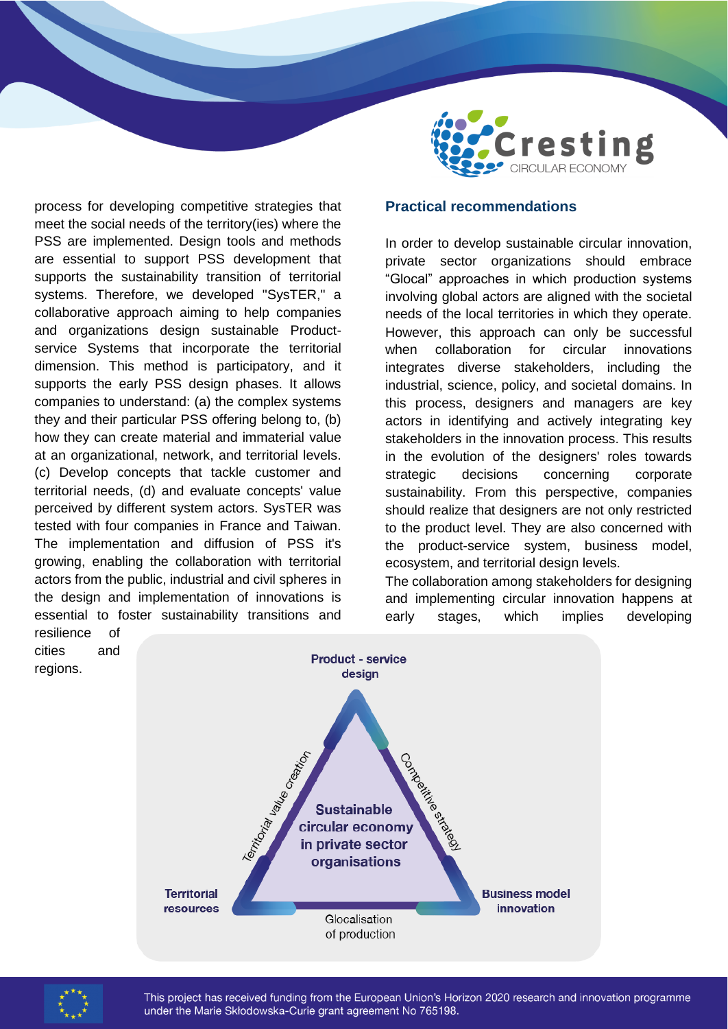process for developing competitive strategies that meet the social needs of the territory(ies) where the PSS are implemented. Design tools and methods are essential to support PSS development that supports the sustainability transition of territorial systems. Therefore, we developed "SysTER," a collaborative approach aiming to help companies and organizations design sustainable Product-service Systems that incorporate the territorial dimension. This method is participatory, and it supports the early PSS design phases. It allows companies to understand: (a) the complex systems they and their particular PSS offering belong to, (b) how they can create material and immaterial value at an organizational, network, and territorial levels. (c) Develop concepts that tackle customer and territorial needs, (d) and evaluate concepts' value perceived by different system actors. SysTER was tested with four companies in France and Taiwan. The implementation and diffusion of PSS it's growing, enabling the collaboration with territorial actors from the public, industrial and civil spheres in the design and implementation of innovations is essential to foster sustainability transitions and resilience of cities and regions.

## Practical recommendations

In order to develop sustainable circular innovation, private sector organizations should embrace “Glocal” approaches in which production systems involving global actors are aligned with the societal needs of the local territories in which they operate. However, this approach can only be successful when collaboration for circular innovations integrates diverse stakeholders, including the industrial, science, policy, and societal domains. In this process, designers and managers are key actors in identifying and actively integrating key stakeholders in the innovation process. This results in the evolution of the designers' roles towards strategic decisions concerning corporate sustainability. From this perspective, companies should realize that designers are not only restricted to the product level. They are also concerned with the product-service system, business model, ecosystem, and territorial design levels.

The collaboration among stakeholders for designing and implementing circular innovation happens at early stages, which implies developing

Product - service design

Territorial value creation

Competitive strategy

Sustainable circular economy in private sector organisations

Territorial resources

Business model innovation

Glocalisation of production

This project has received funding from the European Union's Horizon 2020 research and innovation programme under the Marie Skłodowska-Curie grant agreement No 765198.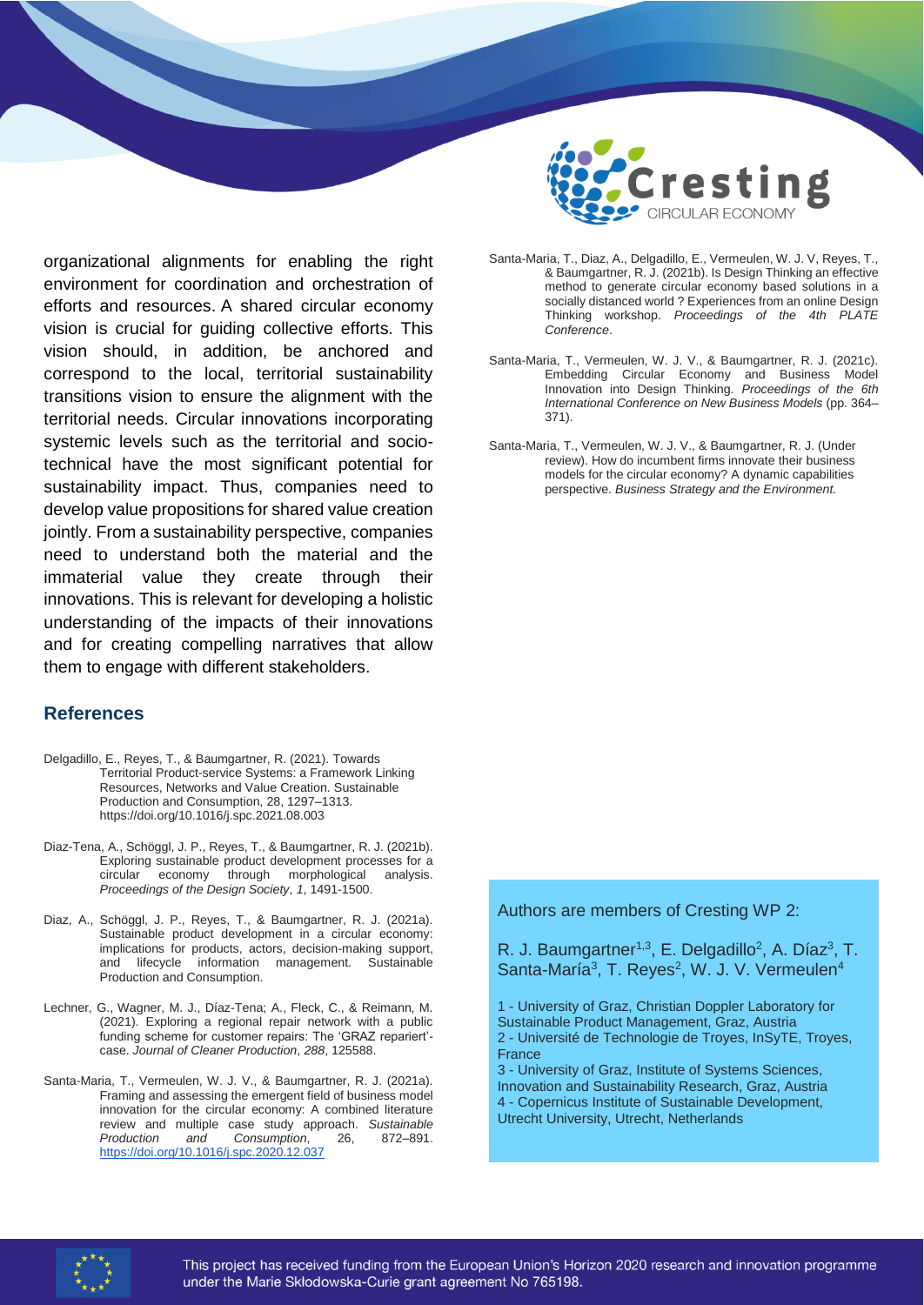organizational alignments for enabling the right environment for coordination and orchestration of efforts and resources. A shared circular economy vision is crucial for guiding collective efforts. This vision should, in addition, be anchored and correspond to the local, territorial sustainability transitions vision to ensure the alignment with the territorial needs. Circular innovations incorporating systemic levels such as the territorial and socio-technical have the most significant potential for sustainability impact. Thus, companies need to develop value propositions for shared value creation jointly. From a sustainability perspective, companies need to understand both the material and the immaterial value they create through their innovations. This is relevant for developing a holistic understanding of the impacts of their innovations and for creating compelling narratives that allow them to engage with different stakeholders.

## References

Delgadillo, E., Reyes, T., & Baumgartner, R. (2021). Towards Territorial Product-service Systems: a Framework Linking Resources, Networks and Value Creation. Sustainable Production and Consumption, 28, 1297–1313. https://doi.org/10.1016/j.spc.2021.08.003

Diaz-Tena, A., Schöggl, J. P., Reyes, T., & Baumgartner, R. J. (2021b). Exploring sustainable product development processes for a circular economy through morphological analysis. *Proceedings of the Design Society*, *1*, 1491-1500.

Diaz, A., Schöggl, J. P., Reyes, T., & Baumgartner, R. J. (2021a). Sustainable product development in a circular economy: implications for products, actors, decision-making support, and lifecycle information management. Sustainable Production and Consumption.

Lechner, G., Wagner, M. J., Díaz-Tena; A., Fleck, C., & Reimann, M. (2021). Exploring a regional repair network with a public funding scheme for customer repairs: The 'GRAZ repariert'-case. *Journal of Cleaner Production*, *288*, 125588.

Santa-Maria, T., Vermeulen, W. J. V., & Baumgartner, R. J. (2021a). Framing and assessing the emergent field of business model innovation for the circular economy: A combined literature review and multiple case study approach. *Sustainable Production and Consumption*, 26, 872–891. https://doi.org/10.1016/j.spc.2020.12.037

Santa-Maria, T., Diaz, A., Delgadillo, E., Vermeulen, W. J. V, Reyes, T., & Baumgartner, R. J. (2021b). Is Design Thinking an effective method to generate circular economy based solutions in a socially distanced world ? Experiences from an online Design Thinking workshop. *Proceedings of the 4th PLATE Conference*.

Santa-Maria, T., Vermeulen, W. J. V., & Baumgartner, R. J. (2021c). Embedding Circular Economy and Business Model Innovation into Design Thinking. *Proceedings of the 6th International Conference on New Business Models* (pp. 364–371).

Santa-Maria, T., Vermeulen, W. J. V., & Baumgartner, R. J. (Under review). How do incumbent firms innovate their business models for the circular economy? A dynamic capabilities perspective. *Business Strategy and the Environment.*

Authors are members of Cresting WP 2:

R. J. Baumgartner[1,3], E. Delgadillo[2], A. Díaz[3], T. Santa-María[3], T. Reyes[2], W. J. V. Vermeulen[4]

1 - University of Graz, Christian Doppler Laboratory for Sustainable Product Management, Graz, Austria
2 - Université de Technologie de Troyes, InSyTE, Troyes, France
3 - University of Graz, Institute of Systems Sciences, Innovation and Sustainability Research, Graz, Austria
4 - Copernicus Institute of Sustainable Development, Utrecht University, Utrecht, Netherlands

This project has received funding from the European Union's Horizon 2020 research and innovation programme under the Marie Skłodowska-Curie grant agreement No 765198.